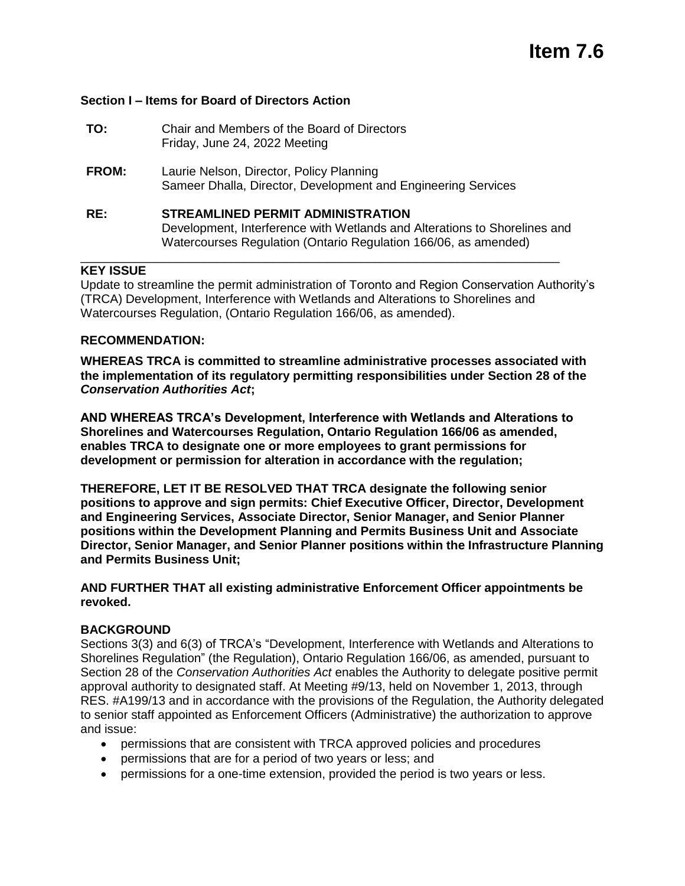# Item 7.6

**Section I – Items for Board of Directors Action**

**TO:** Chair and Members of the Board of Directors
Friday, June 24, 2022 Meeting

**FROM:** Laurie Nelson, Director, Policy Planning
Sameer Dhalla, Director, Development and Engineering Services

**RE:** **STREAMLINED PERMIT ADMINISTRATION**
Development, Interference with Wetlands and Alterations to Shorelines and Watercourses Regulation (Ontario Regulation 166/06, as amended)

---

**KEY ISSUE**

Update to streamline the permit administration of Toronto and Region Conservation Authority's (TRCA) Development, Interference with Wetlands and Alterations to Shorelines and Watercourses Regulation, (Ontario Regulation 166/06, as amended).

**RECOMMENDATION:**

**WHEREAS TRCA is committed to streamline administrative processes associated with the implementation of its regulatory permitting responsibilities under Section 28 of the *Conservation Authorities Act*;**

**AND WHEREAS TRCA's Development, Interference with Wetlands and Alterations to Shorelines and Watercourses Regulation, Ontario Regulation 166/06 as amended, enables TRCA to designate one or more employees to grant permissions for development or permission for alteration in accordance with the regulation;**

**THEREFORE, LET IT BE RESOLVED THAT TRCA designate the following senior positions to approve and sign permits: Chief Executive Officer, Director, Development and Engineering Services, Associate Director, Senior Manager, and Senior Planner positions within the Development Planning and Permits Business Unit and Associate Director, Senior Manager, and Senior Planner positions within the Infrastructure Planning and Permits Business Unit;**

**AND FURTHER THAT all existing administrative Enforcement Officer appointments be revoked.**

**BACKGROUND**

Sections 3(3) and 6(3) of TRCA's "Development, Interference with Wetlands and Alterations to Shorelines Regulation" (the Regulation), Ontario Regulation 166/06, as amended, pursuant to Section 28 of the *Conservation Authorities Act* enables the Authority to delegate positive permit approval authority to designated staff. At Meeting #9/13, held on November 1, 2013, through RES. #A199/13 and in accordance with the provisions of the Regulation, the Authority delegated to senior staff appointed as Enforcement Officers (Administrative) the authorization to approve and issue:

- permissions that are consistent with TRCA approved policies and procedures
- permissions that are for a period of two years or less; and
- permissions for a one-time extension, provided the period is two years or less.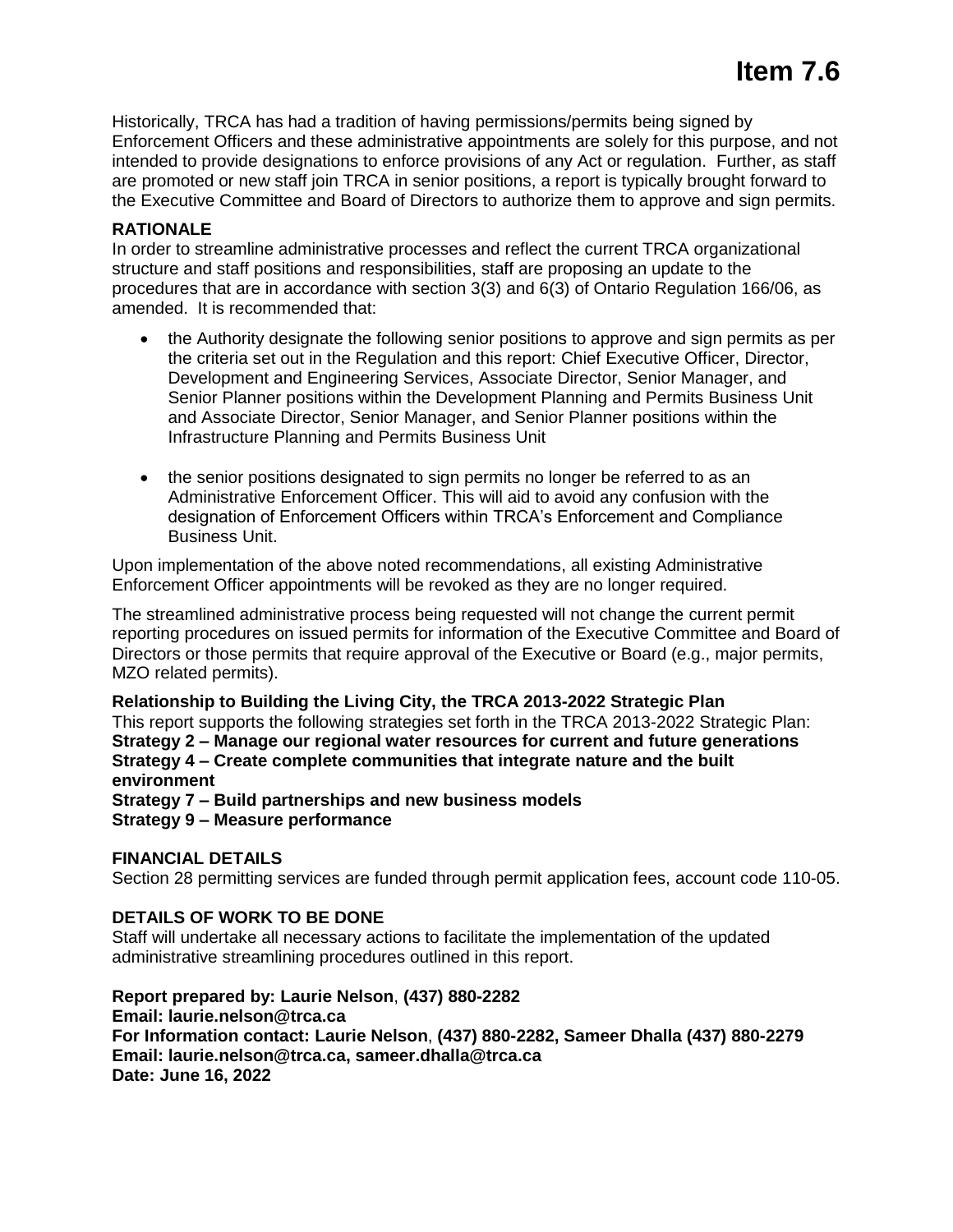# Item 7.6

Historically, TRCA has had a tradition of having permissions/permits being signed by Enforcement Officers and these administrative appointments are solely for this purpose, and not intended to provide designations to enforce provisions of any Act or regulation. Further, as staff are promoted or new staff join TRCA in senior positions, a report is typically brought forward to the Executive Committee and Board of Directors to authorize them to approve and sign permits.

**RATIONALE**

In order to streamline administrative processes and reflect the current TRCA organizational structure and staff positions and responsibilities, staff are proposing an update to the procedures that are in accordance with section 3(3) and 6(3) of Ontario Regulation 166/06, as amended. It is recommended that:

- the Authority designate the following senior positions to approve and sign permits as per the criteria set out in the Regulation and this report: Chief Executive Officer, Director, Development and Engineering Services, Associate Director, Senior Manager, and Senior Planner positions within the Development Planning and Permits Business Unit and Associate Director, Senior Manager, and Senior Planner positions within the Infrastructure Planning and Permits Business Unit

- the senior positions designated to sign permits no longer be referred to as an Administrative Enforcement Officer. This will aid to avoid any confusion with the designation of Enforcement Officers within TRCA's Enforcement and Compliance Business Unit.

Upon implementation of the above noted recommendations, all existing Administrative Enforcement Officer appointments will be revoked as they are no longer required.

The streamlined administrative process being requested will not change the current permit reporting procedures on issued permits for information of the Executive Committee and Board of Directors or those permits that require approval of the Executive or Board (e.g., major permits, MZO related permits).

**Relationship to Building the Living City, the TRCA 2013-2022 Strategic Plan**

This report supports the following strategies set forth in the TRCA 2013-2022 Strategic Plan:
**Strategy 2 – Manage our regional water resources for current and future generations**
**Strategy 4 – Create complete communities that integrate nature and the built environment**
**Strategy 7 – Build partnerships and new business models**
**Strategy 9 – Measure performance**

**FINANCIAL DETAILS**

Section 28 permitting services are funded through permit application fees, account code 110-05.

**DETAILS OF WORK TO BE DONE**

Staff will undertake all necessary actions to facilitate the implementation of the updated administrative streamlining procedures outlined in this report.

**Report prepared by: Laurie Nelson**, **(437) 880-2282**
**Email: laurie.nelson@trca.ca**
**For Information contact: Laurie Nelson**, **(437) 880-2282, Sameer Dhalla (437) 880-2279**
**Email: laurie.nelson@trca.ca, sameer.dhalla@trca.ca**
**Date: June 16, 2022**